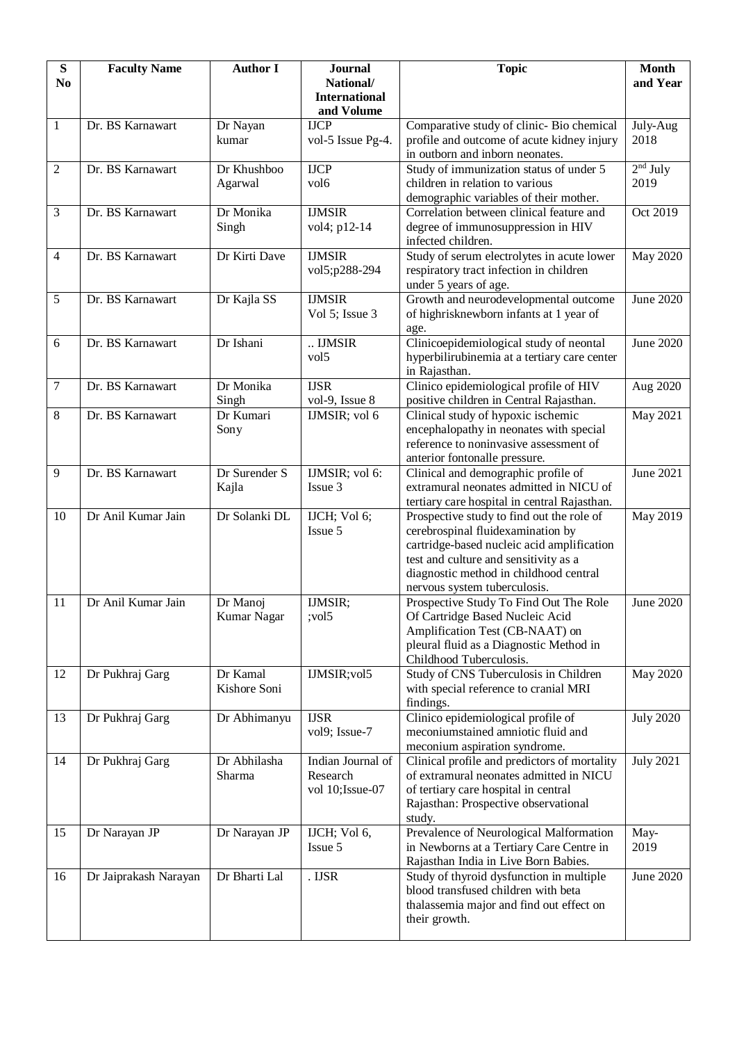| S No | Faculty Name | Author I | Journal National/ International and Volume | Topic | Month and Year |
|---|---|---|---|---|---|
| 1 | Dr. BS Karnawart | Dr Nayan kumar | IJCP vol-5 Issue Pg-4. | Comparative study of clinic- Bio chemical profile and outcome of acute kidney injury in outborn and inborn neonates. | July-Aug 2018 |
| 2 | Dr. BS Karnawart | Dr Khushboo Agarwal | IJCP vol6 | Study of immunization status of under 5 children in relation to various demographic variables of their mother. | 2nd July 2019 |
| 3 | Dr. BS Karnawart | Dr Monika Singh | IJMSIR vol4; p12-14 | Correlation between clinical feature and degree of immunosuppression in HIV infected children. | Oct 2019 |
| 4 | Dr. BS Karnawart | Dr Kirti Dave | IJMSIR vol5;p288-294 | Study of serum electrolytes in acute lower respiratory tract infection in children under 5 years of age. | May 2020 |
| 5 | Dr. BS Karnawart | Dr Kajla SS | IJMSIR Vol 5; Issue 3 | Growth and neurodevelopmental outcome of highrisknewborn infants at 1 year of age. | June 2020 |
| 6 | Dr. BS Karnawart | Dr Ishani | .. IJMSIR vol5 | Clinicoepidemiological study of neontal hyperbilirubinemia at a tertiary care center in Rajasthan. | June 2020 |
| 7 | Dr. BS Karnawart | Dr Monika Singh | IJSR vol-9, Issue 8 | Clinico epidemiological profile of HIV positive children in Central Rajasthan. | Aug 2020 |
| 8 | Dr. BS Karnawart | Dr Kumari Sony | IJMSIR; vol 6 | Clinical study of hypoxic ischemic encephalopathy in neonates with special reference to noninvasive assessment of anterior fontonalle pressure. | May 2021 |
| 9 | Dr. BS Karnawart | Dr Surender S Kajla | IJMSIR; vol 6: Issue 3 | Clinical and demographic profile of extramural neonates admitted in NICU of tertiary care hospital in central Rajasthan. | June 2021 |
| 10 | Dr Anil Kumar Jain | Dr Solanki DL | IJCH; Vol 6; Issue 5 | Prospective study to find out the role of cerebrospinal fluidexamination by cartridge-based nucleic acid amplification test and culture and sensitivity as a diagnostic method in childhood central nervous system tuberculosis. | May 2019 |
| 11 | Dr Anil Kumar Jain | Dr Manoj Kumar Nagar | IJMSIR; ;vol5 | Prospective Study To Find Out The Role Of Cartridge Based Nucleic Acid Amplification Test (CB-NAAT) on pleural fluid as a Diagnostic Method in Childhood Tuberculosis. | June 2020 |
| 12 | Dr Pukhraj Garg | Dr Kamal Kishore Soni | IJMSIR;vol5 | Study of CNS Tuberculosis in Children with special reference to cranial MRI findings. | May 2020 |
| 13 | Dr Pukhraj Garg | Dr Abhimanyu | IJSR vol9; Issue-7 | Clinico epidemiological profile of meconiumstained amniotic fluid and meconium aspiration syndrome. | July 2020 |
| 14 | Dr Pukhraj Garg | Dr Abhilasha Sharma | Indian Journal of Research vol 10;Issue-07 | Clinical profile and predictors of mortality of extramural neonates admitted in NICU of tertiary care hospital in central Rajasthan: Prospective observational study. | July 2021 |
| 15 | Dr Narayan JP | Dr Narayan JP | IJCH; Vol 6, Issue 5 | Prevalence of Neurological Malformation in Newborns at a Tertiary Care Centre in Rajasthan India in Live Born Babies. | May-2019 |
| 16 | Dr Jaiprakash Narayan | Dr Bharti Lal | . IJSR | Study of thyroid dysfunction in multiple blood transfused children with beta thalassemia major and find out effect on their growth. | June 2020 |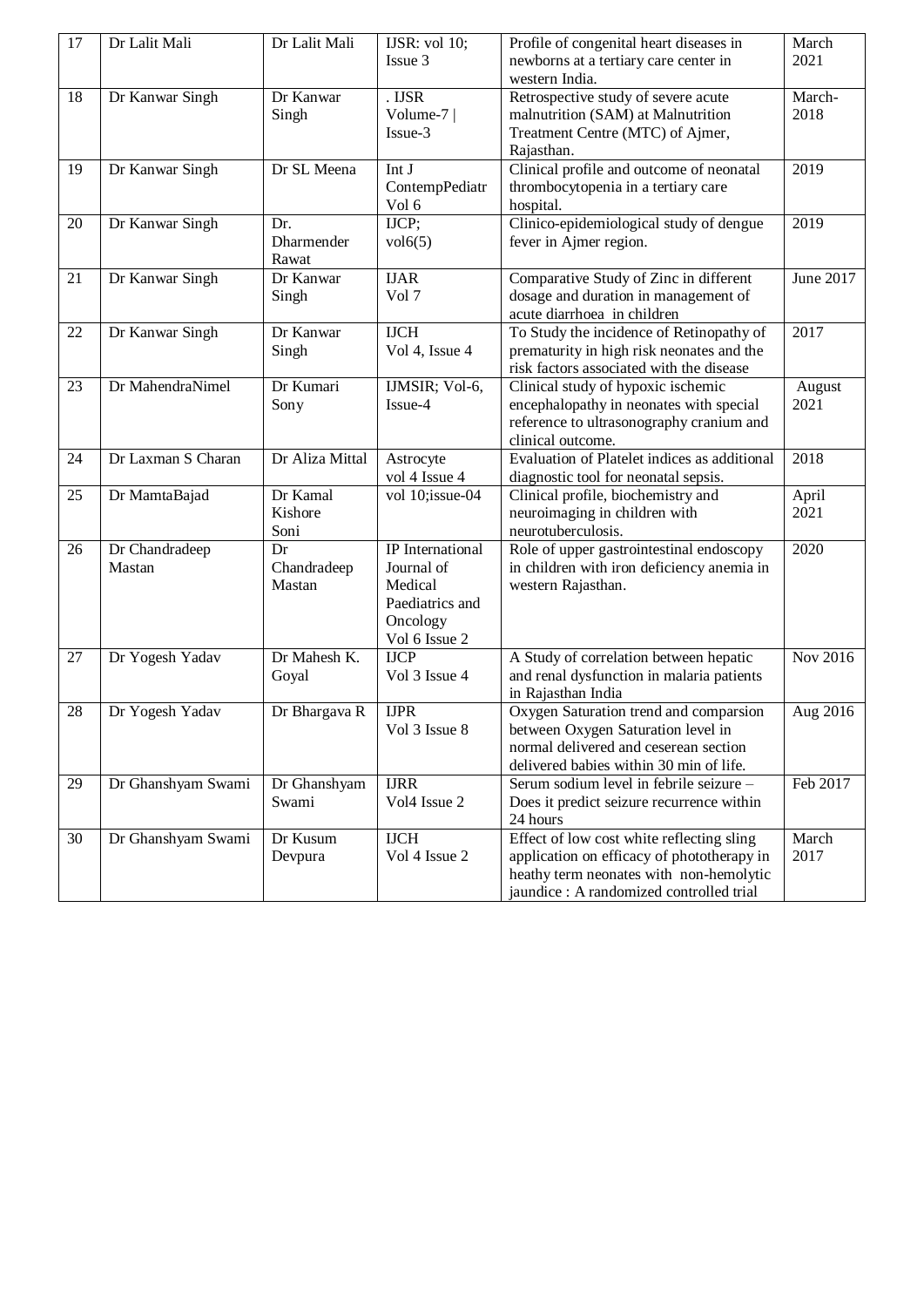| | | | | | |
|---|---|---|---|---|---|
| 17 | Dr Lalit Mali | Dr Lalit Mali | IJSR: vol 10; Issue 3 | Profile of congenital heart diseases in newborns at a tertiary care center in western India. | March 2021 |
| 18 | Dr Kanwar Singh | Dr Kanwar Singh | . IJSR Volume-7 \| Issue-3 | Retrospective study of severe acute malnutrition (SAM) at Malnutrition Treatment Centre (MTC) of Ajmer, Rajasthan. | March-2018 |
| 19 | Dr Kanwar Singh | Dr SL Meena | Int J ContempPediatr Vol 6 | Clinical profile and outcome of neonatal thrombocytopenia in a tertiary care hospital. | 2019 |
| 20 | Dr Kanwar Singh | Dr. Dharmender Rawat | IJCP; vol6(5) | Clinico-epidemiological study of dengue fever in Ajmer region. | 2019 |
| 21 | Dr Kanwar Singh | Dr Kanwar Singh | IJAR Vol 7 | Comparative Study of Zinc in different dosage and duration in management of acute diarrhoea in children | June 2017 |
| 22 | Dr Kanwar Singh | Dr Kanwar Singh | IJCH Vol 4, Issue 4 | To Study the incidence of Retinopathy of prematurity in high risk neonates and the risk factors associated with the disease | 2017 |
| 23 | Dr MahendraNimel | Dr Kumari Sony | IJMSIR; Vol-6, Issue-4 | Clinical study of hypoxic ischemic encephalopathy in neonates with special reference to ultrasonography cranium and clinical outcome. | August 2021 |
| 24 | Dr Laxman S Charan | Dr Aliza Mittal | Astrocyte vol 4 Issue 4 | Evaluation of Platelet indices as additional diagnostic tool for neonatal sepsis. | 2018 |
| 25 | Dr MamtaBajad | Dr Kamal Kishore Soni | vol 10;issue-04 | Clinical profile, biochemistry and neuroimaging in children with neurotuberculosis. | April 2021 |
| 26 | Dr Chandradeep Mastan | Dr Chandradeep Mastan | IP International Journal of Medical Paediatrics and Oncology Vol 6 Issue 2 | Role of upper gastrointestinal endoscopy in children with iron deficiency anemia in western Rajasthan. | 2020 |
| 27 | Dr Yogesh Yadav | Dr Mahesh K. Goyal | IJCP Vol 3 Issue 4 | A Study of correlation between hepatic and renal dysfunction in malaria patients in Rajasthan India | Nov 2016 |
| 28 | Dr Yogesh Yadav | Dr Bhargava R | IJPR Vol 3 Issue 8 | Oxygen Saturation trend and comparsion between Oxygen Saturation level in normal delivered and ceserean section delivered babies within 30 min of life. | Aug 2016 |
| 29 | Dr Ghanshyam Swami | Dr Ghanshyam Swami | IJRR Vol4 Issue 2 | Serum sodium level in febrile seizure – Does it predict seizure recurrence within 24 hours | Feb 2017 |
| 30 | Dr Ghanshyam Swami | Dr Kusum Devpura | IJCH Vol 4 Issue 2 | Effect of low cost white reflecting sling application on efficacy of phototherapy in heathy term neonates with non-hemolytic jaundice : A randomized controlled trial | March 2017 |